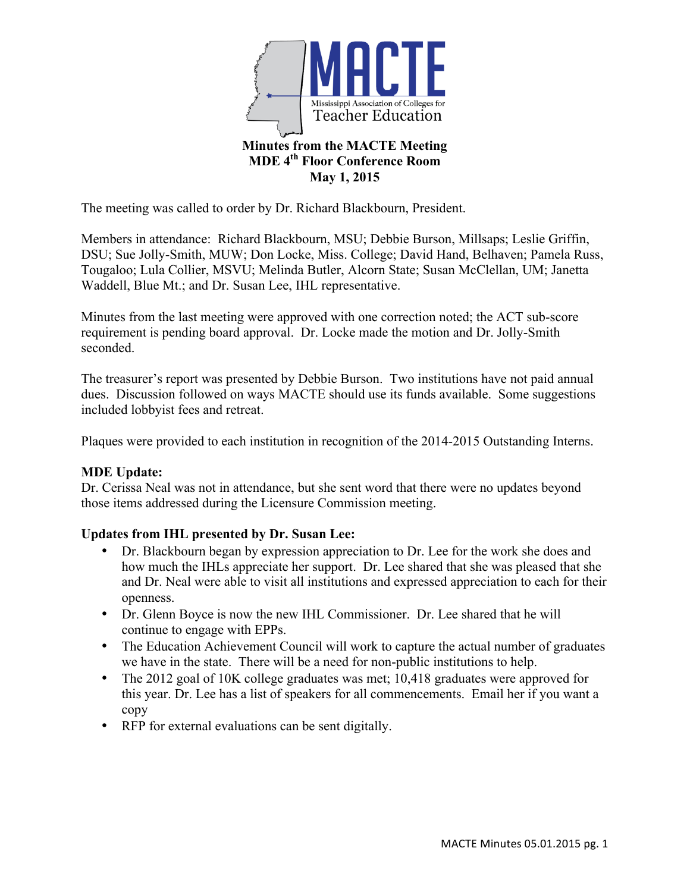MACTE

Mississippi Association of Colleges for Teacher Education

# Minutes from the MACTE Meeting
## MDE 4th Floor Conference Room
## May 1, 2015

The meeting was called to order by Dr. Richard Blackbourn, President.

Members in attendance: Richard Blackbourn, MSU; Debbie Burson, Millsaps; Leslie Griffin, DSU; Sue Jolly-Smith, MUW; Don Locke, Miss. College; David Hand, Belhaven; Pamela Russ, Tougaloo; Lula Collier, MSVU; Melinda Butler, Alcorn State; Susan McClellan, UM; Janetta Waddell, Blue Mt.; and Dr. Susan Lee, IHL representative.

Minutes from the last meeting were approved with one correction noted; the ACT sub-score requirement is pending board approval. Dr. Locke made the motion and Dr. Jolly-Smith seconded.

The treasurer's report was presented by Debbie Burson. Two institutions have not paid annual dues. Discussion followed on ways MACTE should use its funds available. Some suggestions included lobbyist fees and retreat.

Plaques were provided to each institution in recognition of the 2014-2015 Outstanding Interns.

**MDE Update:**
Dr. Cerissa Neal was not in attendance, but she sent word that there were no updates beyond those items addressed during the Licensure Commission meeting.

**Updates from IHL presented by Dr. Susan Lee:**

- Dr. Blackbourn began by expression appreciation to Dr. Lee for the work she does and how much the IHLs appreciate her support. Dr. Lee shared that she was pleased that she and Dr. Neal were able to visit all institutions and expressed appreciation to each for their openness.
- Dr. Glenn Boyce is now the new IHL Commissioner. Dr. Lee shared that he will continue to engage with EPPs.
- The Education Achievement Council will work to capture the actual number of graduates we have in the state. There will be a need for non-public institutions to help.
- The 2012 goal of 10K college graduates was met; 10,418 graduates were approved for this year. Dr. Lee has a list of speakers for all commencements. Email her if you want a copy
- RFP for external evaluations can be sent digitally.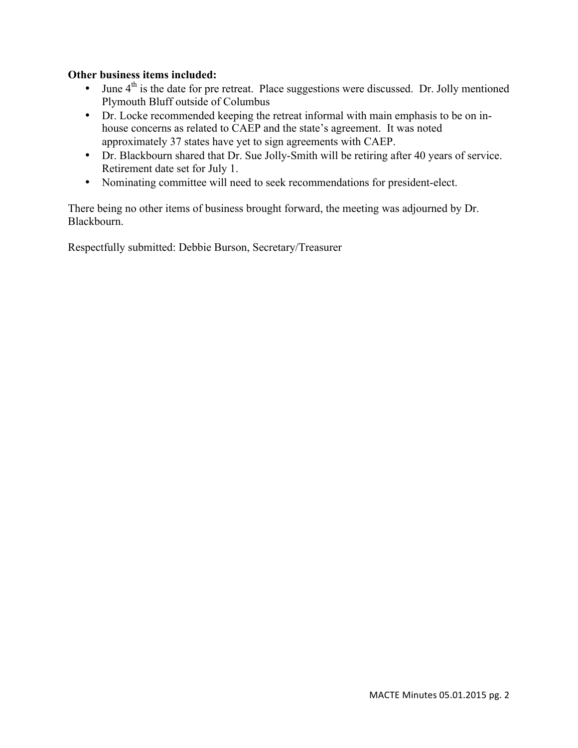**Other business items included:**

- June 4th is the date for pre retreat. Place suggestions were discussed. Dr. Jolly mentioned Plymouth Bluff outside of Columbus
- Dr. Locke recommended keeping the retreat informal with main emphasis to be on in-house concerns as related to CAEP and the state's agreement. It was noted approximately 37 states have yet to sign agreements with CAEP.
- Dr. Blackbourn shared that Dr. Sue Jolly-Smith will be retiring after 40 years of service. Retirement date set for July 1.
- Nominating committee will need to seek recommendations for president-elect.

There being no other items of business brought forward, the meeting was adjourned by Dr. Blackbourn.

Respectfully submitted: Debbie Burson, Secretary/Treasurer